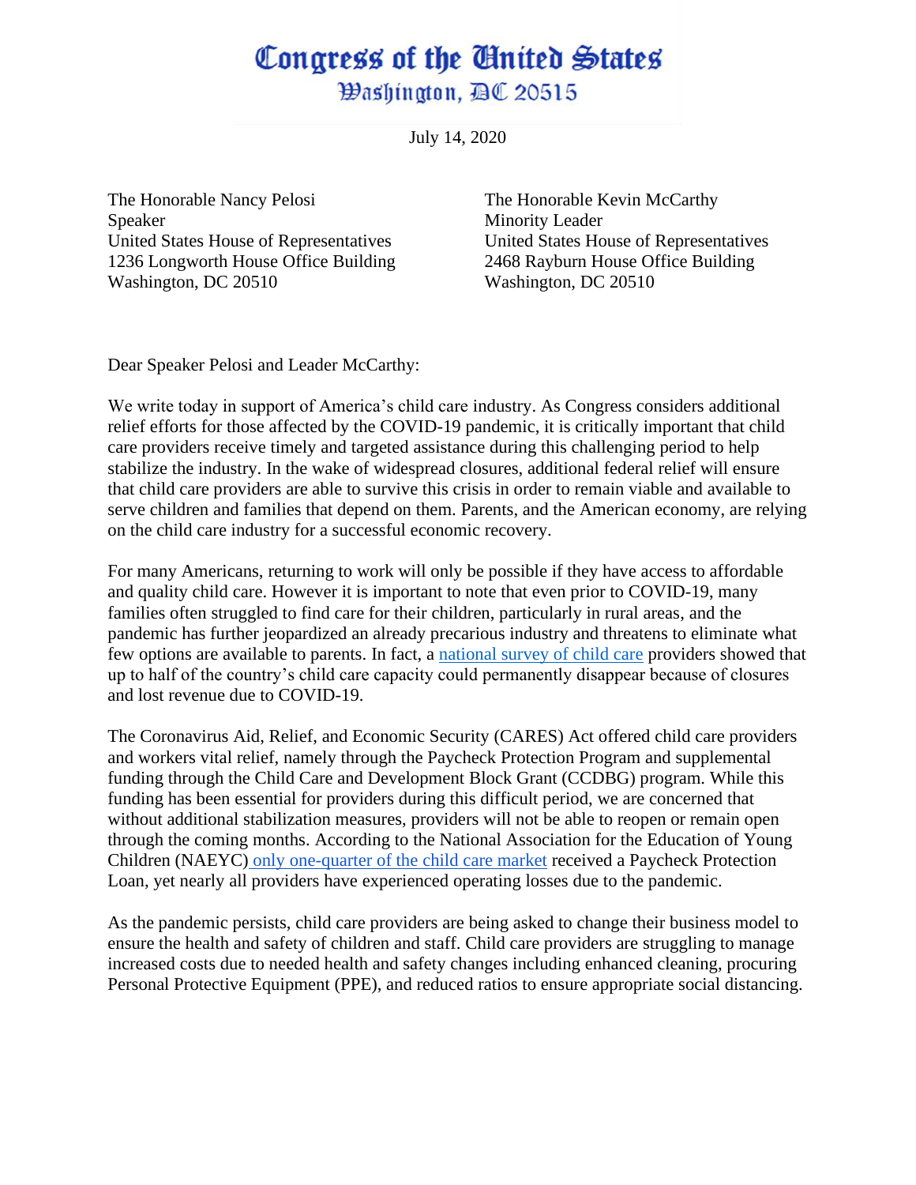# Congress of the United States
## Washington, DC 20515

July 14, 2020

The Honorable Nancy Pelosi
Speaker
United States House of Representatives
1236 Longworth House Office Building
Washington, DC 20510

The Honorable Kevin McCarthy
Minority Leader
United States House of Representatives
2468 Rayburn House Office Building
Washington, DC 20510

Dear Speaker Pelosi and Leader McCarthy:

We write today in support of America's child care industry. As Congress considers additional relief efforts for those affected by the COVID-19 pandemic, it is critically important that child care providers receive timely and targeted assistance during this challenging period to help stabilize the industry. In the wake of widespread closures, additional federal relief will ensure that child care providers are able to survive this crisis in order to remain viable and available to serve children and families that depend on them. Parents, and the American economy, are relying on the child care industry for a successful economic recovery.

For many Americans, returning to work will only be possible if they have access to affordable and quality child care. However it is important to note that even prior to COVID-19, many families often struggled to find care for their children, particularly in rural areas, and the pandemic has further jeopardized an already precarious industry and threatens to eliminate what few options are available to parents. In fact, a national survey of child care providers showed that up to half of the country's child care capacity could permanently disappear because of closures and lost revenue due to COVID-19.

The Coronavirus Aid, Relief, and Economic Security (CARES) Act offered child care providers and workers vital relief, namely through the Paycheck Protection Program and supplemental funding through the Child Care and Development Block Grant (CCDBG) program. While this funding has been essential for providers during this difficult period, we are concerned that without additional stabilization measures, providers will not be able to reopen or remain open through the coming months. According to the National Association for the Education of Young Children (NAEYC) only one-quarter of the child care market received a Paycheck Protection Loan, yet nearly all providers have experienced operating losses due to the pandemic.

As the pandemic persists, child care providers are being asked to change their business model to ensure the health and safety of children and staff. Child care providers are struggling to manage increased costs due to needed health and safety changes including enhanced cleaning, procuring Personal Protective Equipment (PPE), and reduced ratios to ensure appropriate social distancing.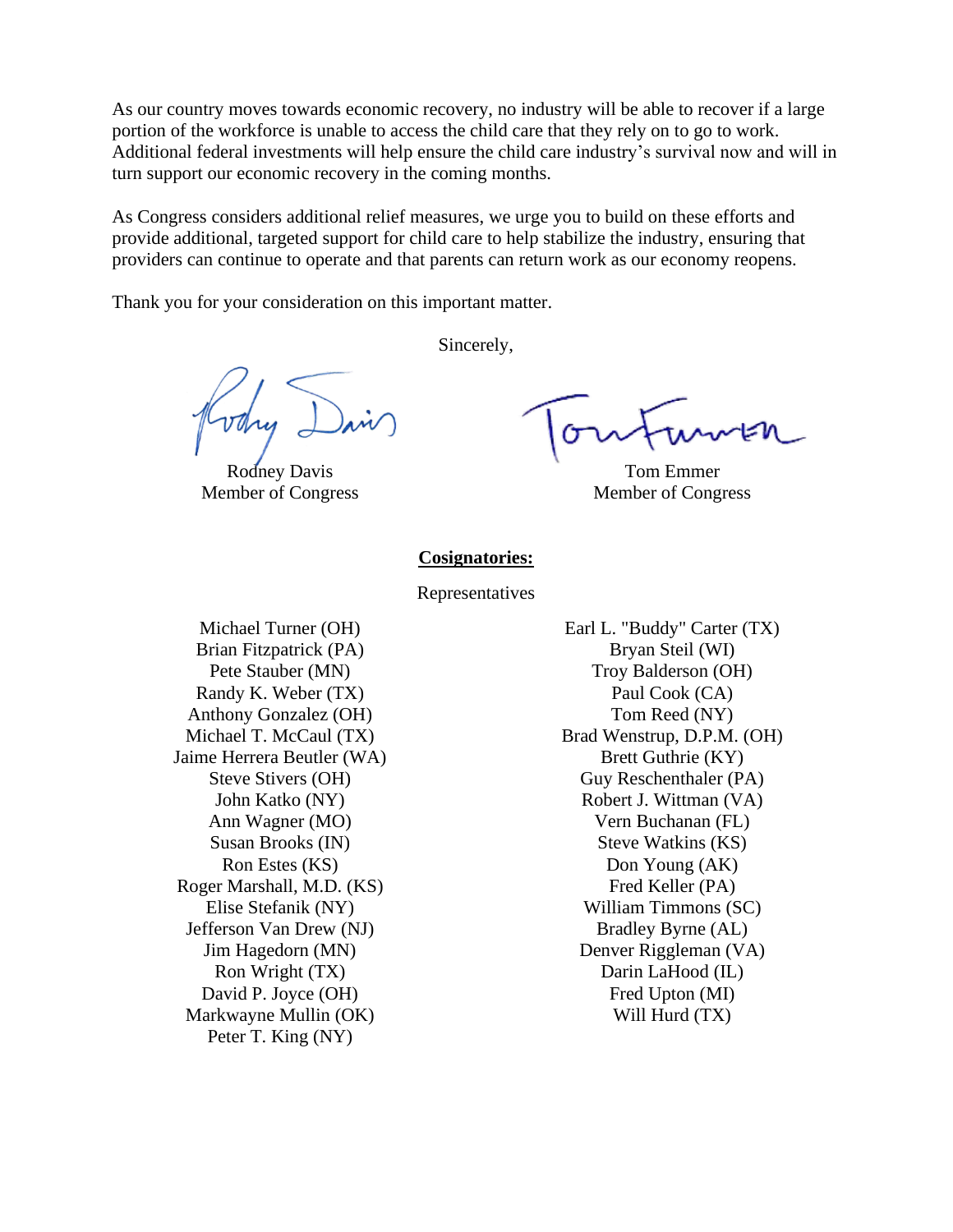As our country moves towards economic recovery, no industry will be able to recover if a large portion of the workforce is unable to access the child care that they rely on to go to work. Additional federal investments will help ensure the child care industry's survival now and will in turn support our economic recovery in the coming months.

As Congress considers additional relief measures, we urge you to build on these efforts and provide additional, targeted support for child care to help stabilize the industry, ensuring that providers can continue to operate and that parents can return work as our economy reopens.

Thank you for your consideration on this important matter.

Sincerely,

Rodney Davis
Member of Congress

Tom Emmer
Member of Congress

**Cosignatories:**

Representatives

Michael Turner (OH)
Brian Fitzpatrick (PA)
Pete Stauber (MN)
Randy K. Weber (TX)
Anthony Gonzalez (OH)
Michael T. McCaul (TX)
Jaime Herrera Beutler (WA)
Steve Stivers (OH)
John Katko (NY)
Ann Wagner (MO)
Susan Brooks (IN)
Ron Estes (KS)
Roger Marshall, M.D. (KS)
Elise Stefanik (NY)
Jefferson Van Drew (NJ)
Jim Hagedorn (MN)
Ron Wright (TX)
David P. Joyce (OH)
Markwayne Mullin (OK)
Peter T. King (NY)

Earl L. "Buddy" Carter (TX)
Bryan Steil (WI)
Troy Balderson (OH)
Paul Cook (CA)
Tom Reed (NY)
Brad Wenstrup, D.P.M. (OH)
Brett Guthrie (KY)
Guy Reschenthaler (PA)
Robert J. Wittman (VA)
Vern Buchanan (FL)
Steve Watkins (KS)
Don Young (AK)
Fred Keller (PA)
William Timmons (SC)
Bradley Byrne (AL)
Denver Riggleman (VA)
Darin LaHood (IL)
Fred Upton (MI)
Will Hurd (TX)